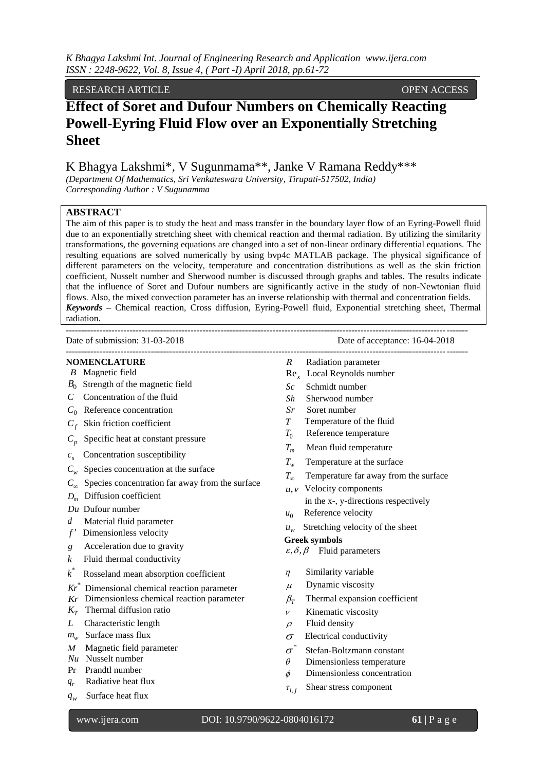RESEARCH ARTICLE OPEN ACCESS

# Effect of Soret and Dufour Numbers on Chemically Reacting Powell-Eyring Fluid Flow over an Exponentially Stretching Sheet

K Bhagya Lakshmi*, V Sugunmama**, Janke V Ramana Reddy***

*(Department Of Mathematics, Sri Venkateswara University, Tirupati-517502, India)*
*Corresponding Author : V Sugunamma*

## ABSTRACT

The aim of this paper is to study the heat and mass transfer in the boundary layer flow of an Eyring-Powell fluid due to an exponentially stretching sheet with chemical reaction and thermal radiation. By utilizing the similarity transformations, the governing equations are changed into a set of non-linear ordinary differential equations. The resulting equations are solved numerically by using bvp4c MATLAB package. The physical significance of different parameters on the velocity, temperature and concentration distributions as well as the skin friction coefficient, Nusselt number and Sherwood number is discussed through graphs and tables. The results indicate that the influence of Soret and Dufour numbers are significantly active in the study of non-Newtonian fluid flows. Also, the mixed convection parameter has an inverse relationship with thermal and concentration fields.

***Keywords*** – Chemical reaction, Cross diffusion, Eyring-Powell fluid, Exponential stretching sheet, Thermal radiation.

---

Date of submission: 31-03-2018 Date of acceptance: 16-04-2018

---

## NOMENCLATURE

- $B$ Magnetic field
- $B_0$ Strength of the magnetic field
- $C$ Concentration of the fluid
- $C_0$ Reference concentration
- $C_f$ Skin friction coefficient
- $C_p$ Specific heat at constant pressure
- $c_s$ Concentration susceptibility
- $C_w$ Species concentration at the surface
- $C_\infty$ Species concentration far away from the surface
- $D_m$ Diffusion coefficient
- $Du$ Dufour number
- $d$ Material fluid parameter
- $f'$ Dimensionless velocity
- $g$ Acceleration due to gravity
- $k$ Fluid thermal conductivity
- $k^*$ Rosseland mean absorption coefficient
- $Kr^*$ Dimensional chemical reaction parameter
- $Kr$ Dimensionless chemical reaction parameter
- $K_T$ Thermal diffusion ratio
- $L$ Characteristic length
- $m_w$ Surface mass flux
- $M$ Magnetic field parameter
- $Nu$ Nusselt number
- Pr Prandtl number
- $q_r$ Radiative heat flux
- $q_w$ Surface heat flux
- $R$ Radiation parameter
- $\mathrm{Re}_x$ Local Reynolds number
- $Sc$ Schmidt number
- $Sh$ Sherwood number
- $Sr$ Soret number
- $T$ Temperature of the fluid
- $T_0$ Reference temperature
- $T_m$ Mean fluid temperature
- $T_w$ Temperature at the surface
- $T_\infty$ Temperature far away from the surface
- $u, v$ Velocity components in the x-, y-directions respectively
- $u_0$ Reference velocity
- $u_w$ Stretching velocity of the sheet

**Greek symbols**

- $\varepsilon, \delta, \beta$ Fluid parameters
- $\eta$ Similarity variable
- $\mu$ Dynamic viscosity
- $\beta_T$ Thermal expansion coefficient
- $\nu$ Kinematic viscosity
- $\rho$ Fluid density
- $\sigma$ Electrical conductivity
- $\sigma^*$ Stefan-Boltzmann constant
- $\theta$ Dimensionless temperature
- $\phi$ Dimensionless concentration
- $\tau_{i,j}$ Shear stress component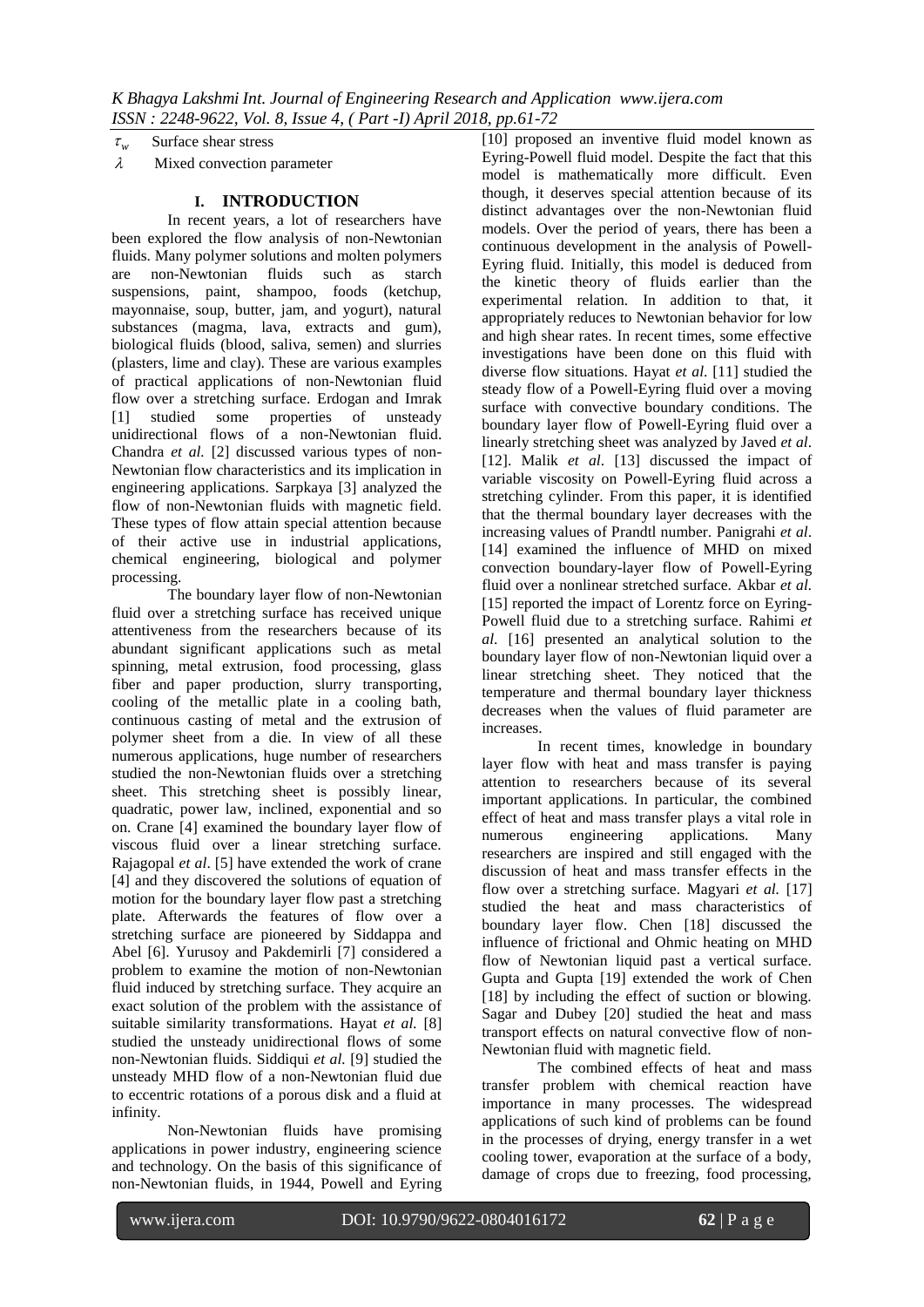$\tau_w$ Surface shear stress

$\lambda$ Mixed convection parameter

## I. INTRODUCTION

In recent years, a lot of researchers have been explored the flow analysis of non-Newtonian fluids. Many polymer solutions and molten polymers are non-Newtonian fluids such as starch suspensions, paint, shampoo, foods (ketchup, mayonnaise, soup, butter, jam, and yogurt), natural substances (magma, lava, extracts and gum), biological fluids (blood, saliva, semen) and slurries (plasters, lime and clay). These are various examples of practical applications of non-Newtonian fluid flow over a stretching surface. Erdogan and Imrak [1] studied some properties of unsteady unidirectional flows of a non-Newtonian fluid. Chandra *et al.* [2] discussed various types of non-Newtonian flow characteristics and its implication in engineering applications. Sarpkaya [3] analyzed the flow of non-Newtonian fluids with magnetic field. These types of flow attain special attention because of their active use in industrial applications, chemical engineering, biological and polymer processing.

The boundary layer flow of non-Newtonian fluid over a stretching surface has received unique attentiveness from the researchers because of its abundant significant applications such as metal spinning, metal extrusion, food processing, glass fiber and paper production, slurry transporting, cooling of the metallic plate in a cooling bath, continuous casting of metal and the extrusion of polymer sheet from a die. In view of all these numerous applications, huge number of researchers studied the non-Newtonian fluids over a stretching sheet. This stretching sheet is possibly linear, quadratic, power law, inclined, exponential and so on. Crane [4] examined the boundary layer flow of viscous fluid over a linear stretching surface. Rajagopal *et al*. [5] have extended the work of crane [4] and they discovered the solutions of equation of motion for the boundary layer flow past a stretching plate. Afterwards the features of flow over a stretching surface are pioneered by Siddappa and Abel [6]. Yurusoy and Pakdemirli [7] considered a problem to examine the motion of non-Newtonian fluid induced by stretching surface. They acquire an exact solution of the problem with the assistance of suitable similarity transformations. Hayat *et al.* [8] studied the unsteady unidirectional flows of some non-Newtonian fluids. Siddiqui *et al.* [9] studied the unsteady MHD flow of a non-Newtonian fluid due to eccentric rotations of a porous disk and a fluid at infinity.

Non-Newtonian fluids have promising applications in power industry, engineering science and technology. On the basis of this significance of non-Newtonian fluids, in 1944, Powell and Eyring [10] proposed an inventive fluid model known as Eyring-Powell fluid model. Despite the fact that this model is mathematically more difficult. Even though, it deserves special attention because of its distinct advantages over the non-Newtonian fluid models. Over the period of years, there has been a continuous development in the analysis of Powell-Eyring fluid. Initially, this model is deduced from the kinetic theory of fluids earlier than the experimental relation. In addition to that, it appropriately reduces to Newtonian behavior for low and high shear rates. In recent times, some effective investigations have been done on this fluid with diverse flow situations. Hayat *et al*. [11] studied the steady flow of a Powell-Eyring fluid over a moving surface with convective boundary conditions. The boundary layer flow of Powell-Eyring fluid over a linearly stretching sheet was analyzed by Javed *et al*. [12]. Malik *et al*. [13] discussed the impact of variable viscosity on Powell-Eyring fluid across a stretching cylinder. From this paper, it is identified that the thermal boundary layer decreases with the increasing values of Prandtl number. Panigrahi *et al*. [14] examined the influence of MHD on mixed convection boundary-layer flow of Powell-Eyring fluid over a nonlinear stretched surface. Akbar *et al.* [15] reported the impact of Lorentz force on Eyring-Powell fluid due to a stretching surface. Rahimi *et al.* [16] presented an analytical solution to the boundary layer flow of non-Newtonian liquid over a linear stretching sheet. They noticed that the temperature and thermal boundary layer thickness decreases when the values of fluid parameter are increases.

In recent times, knowledge in boundary layer flow with heat and mass transfer is paying attention to researchers because of its several important applications. In particular, the combined effect of heat and mass transfer plays a vital role in numerous engineering applications. Many researchers are inspired and still engaged with the discussion of heat and mass transfer effects in the flow over a stretching surface. Magyari *et al.* [17] studied the heat and mass characteristics of boundary layer flow. Chen [18] discussed the influence of frictional and Ohmic heating on MHD flow of Newtonian liquid past a vertical surface. Gupta and Gupta [19] extended the work of Chen [18] by including the effect of suction or blowing. Sagar and Dubey [20] studied the heat and mass transport effects on natural convective flow of non-Newtonian fluid with magnetic field.

The combined effects of heat and mass transfer problem with chemical reaction have importance in many processes. The widespread applications of such kind of problems can be found in the processes of drying, energy transfer in a wet cooling tower, evaporation at the surface of a body, damage of crops due to freezing, food processing,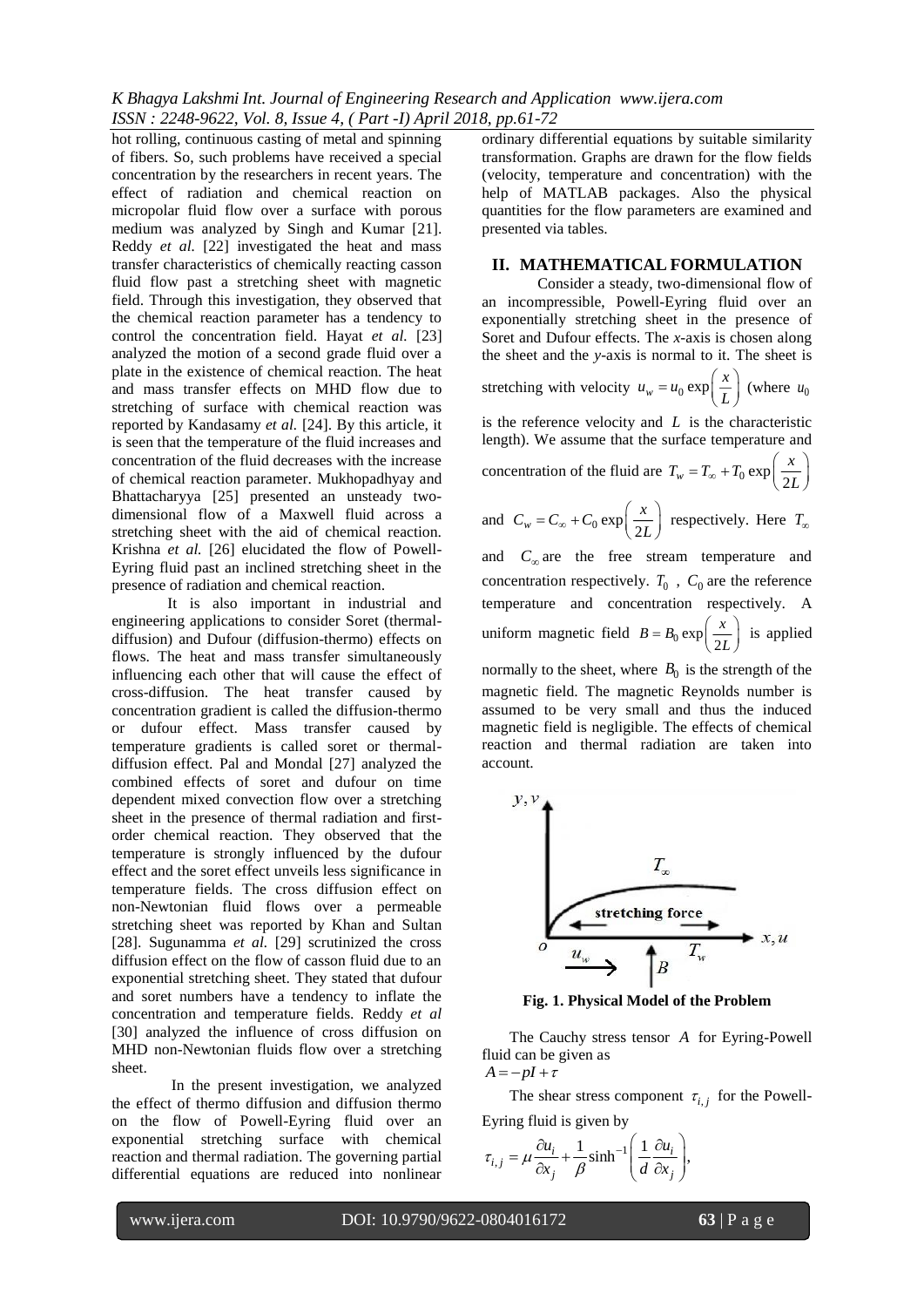hot rolling, continuous casting of metal and spinning of fibers. So, such problems have received a special concentration by the researchers in recent years. The effect of radiation and chemical reaction on micropolar fluid flow over a surface with porous medium was analyzed by Singh and Kumar [21]. Reddy *et al.* [22] investigated the heat and mass transfer characteristics of chemically reacting casson fluid flow past a stretching sheet with magnetic field. Through this investigation, they observed that the chemical reaction parameter has a tendency to control the concentration field. Hayat *et al.* [23] analyzed the motion of a second grade fluid over a plate in the existence of chemical reaction. The heat and mass transfer effects on MHD flow due to stretching of surface with chemical reaction was reported by Kandasamy *et al.* [24]. By this article, it is seen that the temperature of the fluid increases and concentration of the fluid decreases with the increase of chemical reaction parameter. Mukhopadhyay and Bhattacharyya [25] presented an unsteady two-dimensional flow of a Maxwell fluid across a stretching sheet with the aid of chemical reaction. Krishna *et al.* [26] elucidated the flow of Powell-Eyring fluid past an inclined stretching sheet in the presence of radiation and chemical reaction.

It is also important in industrial and engineering applications to consider Soret (thermal-diffusion) and Dufour (diffusion-thermo) effects on flows. The heat and mass transfer simultaneously influencing each other that will cause the effect of cross-diffusion. The heat transfer caused by concentration gradient is called the diffusion-thermo or dufour effect. Mass transfer caused by temperature gradients is called soret or thermal-diffusion effect. Pal and Mondal [27] analyzed the combined effects of soret and dufour on time dependent mixed convection flow over a stretching sheet in the presence of thermal radiation and first-order chemical reaction. They observed that the temperature is strongly influenced by the dufour effect and the soret effect unveils less significance in temperature fields. The cross diffusion effect on non-Newtonian fluid flows over a permeable stretching sheet was reported by Khan and Sultan [28]. Sugunamma *et al.* [29] scrutinized the cross diffusion effect on the flow of casson fluid due to an exponential stretching sheet. They stated that dufour and soret numbers have a tendency to inflate the concentration and temperature fields. Reddy *et al* [30] analyzed the influence of cross diffusion on MHD non-Newtonian fluids flow over a stretching sheet.

In the present investigation, we analyzed the effect of thermo diffusion and diffusion thermo on the flow of Powell-Eyring fluid over an exponential stretching surface with chemical reaction and thermal radiation. The governing partial differential equations are reduced into nonlinear ordinary differential equations by suitable similarity transformation. Graphs are drawn for the flow fields (velocity, temperature and concentration) with the help of MATLAB packages. Also the physical quantities for the flow parameters are examined and presented via tables.

## II. MATHEMATICAL FORMULATION

Consider a steady, two-dimensional flow of an incompressible, Powell-Eyring fluid over an exponentially stretching sheet in the presence of Soret and Dufour effects. The *x*-axis is chosen along the sheet and the *y*-axis is normal to it. The sheet is stretching with velocity $u_w = u_0 \exp\left(\frac{x}{L}\right)$ (where $u_0$ is the reference velocity and $L$ is the characteristic length). We assume that the surface temperature and concentration of the fluid are $T_w = T_\infty + T_0 \exp\left(\frac{x}{2L}\right)$ and $C_w = C_\infty + C_0 \exp\left(\frac{x}{2L}\right)$ respectively. Here $T_\infty$ and $C_\infty$ are the free stream temperature and concentration respectively. $T_0$ , $C_0$ are the reference temperature and concentration respectively. A uniform magnetic field $B = B_0 \exp\left(\frac{x}{2L}\right)$ is applied normally to the sheet, where $B_0$ is the strength of the magnetic field. The magnetic Reynolds number is assumed to be very small and thus the induced magnetic field is negligible. The effects of chemical reaction and thermal radiation are taken into account.

**Fig. 1. Physical Model of the Problem**

The Cauchy stress tensor $A$ for Eyring-Powell fluid can be given as

$$A = -pI + \tau$$

The shear stress component $\tau_{i,j}$ for the Powell-Eyring fluid is given by

$$\tau_{i,j} = \mu \frac{\partial u_i}{\partial x_j} + \frac{1}{\beta} \sinh^{-1}\left( \frac{1}{d} \frac{\partial u_i}{\partial x_j} \right),$$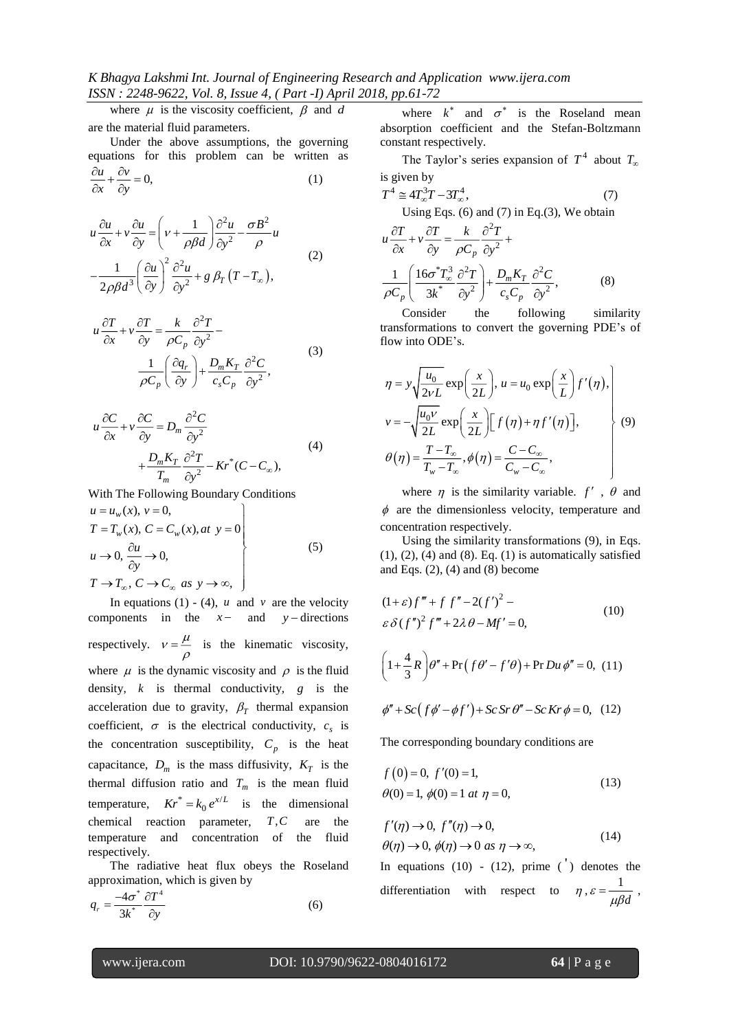where $\mu$ is the viscosity coefficient, $\beta$ and $d$ are the material fluid parameters.

Under the above assumptions, the governing equations for this problem can be written as

$$\frac{\partial u}{\partial x}+\frac{\partial v}{\partial y}=0, \tag{1}$$

$$u\frac{\partial u}{\partial x}+v\frac{\partial u}{\partial y}=\left(\nu+\frac{1}{\rho\beta d}\right)\frac{\partial^2 u}{\partial y^2}-\frac{\sigma B^2}{\rho}u -\frac{1}{2\rho\beta d^3}\left(\frac{\partial u}{\partial y}\right)^2\frac{\partial^2 u}{\partial y^2}+g\,\beta_T\left(T-T_\infty\right), \tag{2}$$

$$u\frac{\partial T}{\partial x}+v\frac{\partial T}{\partial y}=\frac{k}{\rho C_p}\frac{\partial^2 T}{\partial y^2}- \frac{1}{\rho C_p}\left(\frac{\partial q_r}{\partial y}\right)+\frac{D_m K_T}{c_s C_p}\frac{\partial^2 C}{\partial y^2}, \tag{3}$$

$$u\frac{\partial C}{\partial x}+v\frac{\partial C}{\partial y}=D_m\frac{\partial^2 C}{\partial y^2} +\frac{D_m K_T}{T_m}\frac{\partial^2 T}{\partial y^2}-Kr^*(C-C_\infty), \tag{4}$$

With The Following Boundary Conditions

$$\left.\begin{aligned} &u=u_w(x),\ v=0,\\ &T=T_w(x),\ C=C_w(x), at\ \ y=0\\ &u\to 0,\ \frac{\partial u}{\partial y}\to 0,\\ &T\to T_\infty,\ C\to C_\infty\ \ as\ y\to\infty, \end{aligned}\right\} \tag{5}$$

In equations (1) - (4), $u$ and $v$ are the velocity components in the $x-$ and $y-$directions respectively. $\nu=\dfrac{\mu}{\rho}$ is the kinematic viscosity, where $\mu$ is the dynamic viscosity and $\rho$ is the fluid density, $k$ is thermal conductivity, $g$ is the acceleration due to gravity, $\beta_T$ thermal expansion coefficient, $\sigma$ is the electrical conductivity, $c_s$ is the concentration susceptibility, $C_p$ is the heat capacitance, $D_m$ is the mass diffusivity, $K_T$ is the thermal diffusion ratio and $T_m$ is the mean fluid temperature, $Kr^*=k_0\,e^{x/L}$ is the dimensional chemical reaction parameter, $T, C$ are the temperature and concentration of the fluid respectively.

The radiative heat flux obeys the Roseland approximation, which is given by

$$q_r=\frac{-4\sigma^*}{3k^*}\frac{\partial T^4}{\partial y} \tag{6}$$

where $k^*$ and $\sigma^*$ is the Roseland mean absorption coefficient and the Stefan-Boltzmann constant respectively.

The Taylor's series expansion of $T^4$ about $T_\infty$ is given by

$$T^4\cong 4T_\infty^3 T-3T_\infty^4, \tag{7}$$

Using Eqs. (6) and (7) in Eq.(3), We obtain

$$u\frac{\partial T}{\partial x}+v\frac{\partial T}{\partial y}=\frac{k}{\rho C_p}\frac{\partial^2 T}{\partial y^2}+ \frac{1}{\rho C_p}\left(\frac{16\sigma^* T_\infty^3}{3k^*}\frac{\partial^2 T}{\partial y^2}\right)+\frac{D_m K_T}{c_s C_p}\frac{\partial^2 C}{\partial y^2}, \tag{8}$$

Consider the following similarity transformations to convert the governing PDE's of flow into ODE's.

$$\left.\begin{aligned} &\eta=y\sqrt{\frac{u_0}{2\nu L}}\exp\left(\frac{x}{2L}\right),\ u=u_0\exp\left(\frac{x}{L}\right)f'(\eta),\\ &v=-\sqrt{\frac{u_0\nu}{2L}}\exp\left(\frac{x}{2L}\right)\left[f(\eta)+\eta f'(\eta)\right],\\ &\theta(\eta)=\frac{T-T_\infty}{T_w-T_\infty},\phi(\eta)=\frac{C-C_\infty}{C_w-C_\infty}, \end{aligned}\right\} \tag{9}$$

where $\eta$ is the similarity variable. $f'$, $\theta$ and $\phi$ are the dimensionless velocity, temperature and concentration respectively.

Using the similarity transformations (9), in Eqs. (1), (2), (4) and (8). Eq. (1) is automatically satisfied and Eqs. (2), (4) and (8) become

$$(1+\varepsilon)f'''+f\,f''-2(f')^2- \varepsilon\,\delta\,(f'')^2 f'''+2\lambda\,\theta-Mf'=0, \tag{10}$$

$$\left(1+\frac{4}{3}R\right)\theta''+\Pr\left(f\theta'-f'\theta\right)+\Pr Du\,\phi''=0, \tag{11}$$

$$\phi''+Sc\left(f\phi'-\phi f'\right)+Sc\,Sr\,\theta''-Sc\,Kr\,\phi=0, \tag{12}$$

The corresponding boundary conditions are

$$\begin{aligned} &f(0)=0,\ f'(0)=1,\\ &\theta(0)=1,\ \phi(0)=1\ at\ \eta=0, \end{aligned} \tag{13}$$

$$\begin{aligned} &f'(\eta)\to 0,\ f''(\eta)\to 0,\\ &\theta(\eta)\to 0,\ \phi(\eta)\to 0\ as\ \eta\to\infty, \end{aligned} \tag{14}$$

In equations (10) - (12), prime ( $'$ ) denotes the differentiation with respect to $\eta$, $\varepsilon=\dfrac{1}{\mu\beta d}$,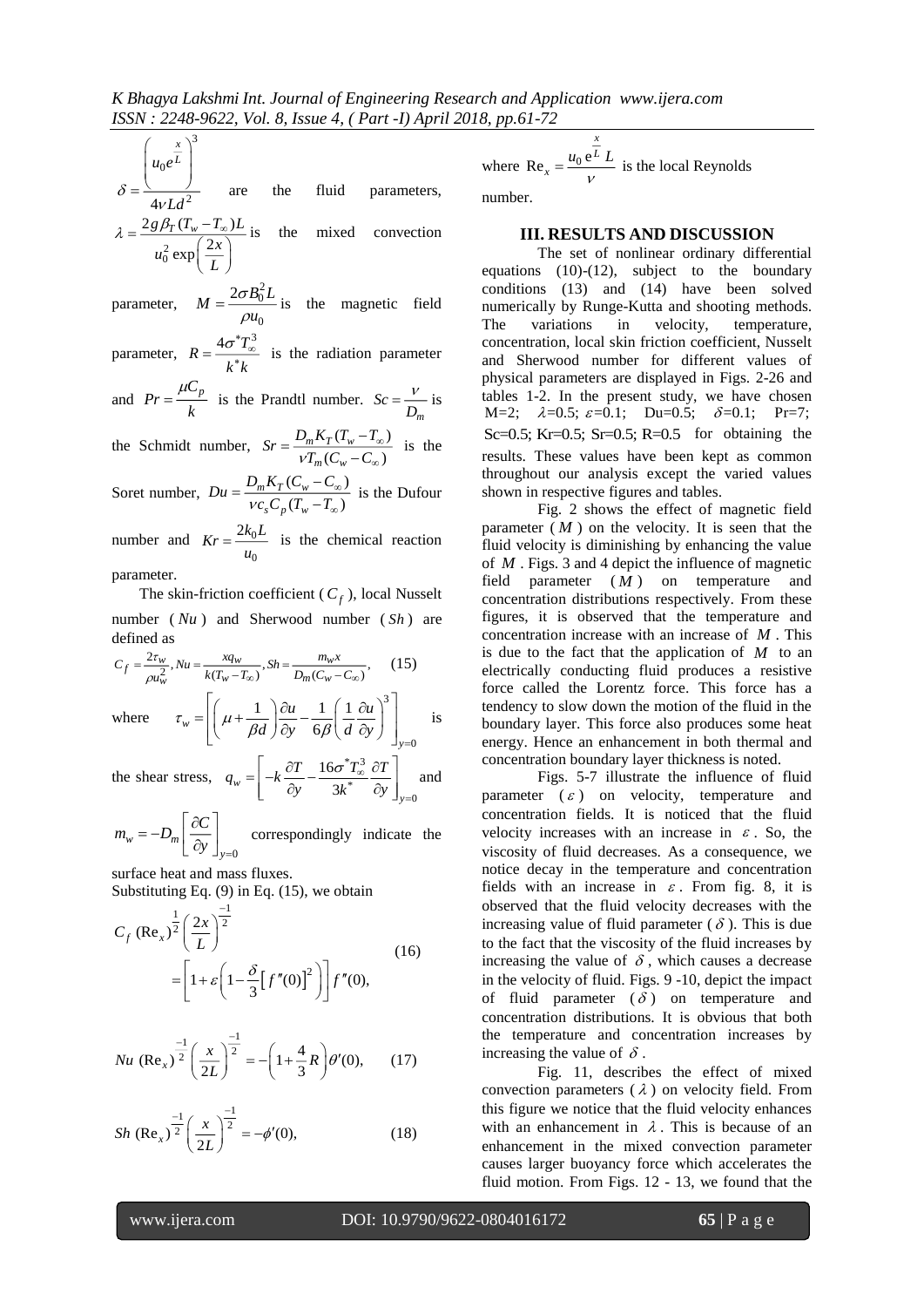$\delta = \dfrac{\left(u_0 e^{\frac{x}{L}}\right)^3}{4\nu L d^2}$ are the fluid parameters, $\lambda = \dfrac{2g\beta_T (T_w - T_\infty)L}{u_0^2 \exp\left(\dfrac{2x}{L}\right)}$ is the mixed convection parameter, $M = \dfrac{2\sigma B_0^2 L}{\rho u_0}$ is the magnetic field parameter, $R = \dfrac{4\sigma^* T_\infty^3}{k^* k}$ is the radiation parameter and $Pr = \dfrac{\mu C_p}{k}$ is the Prandtl number. $Sc = \dfrac{\nu}{D_m}$ is the Schmidt number, $Sr = \dfrac{D_m K_T (T_w - T_\infty)}{\nu T_m (C_w - C_\infty)}$ is the Soret number, $Du = \dfrac{D_m K_T (C_w - C_\infty)}{\nu c_s C_p (T_w - T_\infty)}$ is the Dufour number and $Kr = \dfrac{2k_0 L}{u_0}$ is the chemical reaction parameter.

The skin-friction coefficient ($C_f$), local Nusselt number ($Nu$) and Sherwood number ($Sh$) are defined as

$$C_f = \frac{2\tau_w}{\rho u_w^2}, Nu = \frac{x q_w}{k(T_w - T_\infty)}, Sh = \frac{m_w x}{D_m (C_w - C_\infty)}, \quad (15)$$

where $\tau_w = \left[\left(\mu + \dfrac{1}{\beta d}\right)\dfrac{\partial u}{\partial y} - \dfrac{1}{6\beta}\left(\dfrac{1}{d}\dfrac{\partial u}{\partial y}\right)^3\right]_{y=0}$ is the shear stress, $q_w = \left[-k\dfrac{\partial T}{\partial y} - \dfrac{16\sigma^* T_\infty^3}{3k^*}\dfrac{\partial T}{\partial y}\right]_{y=0}$ and $m_w = -D_m\left[\dfrac{\partial C}{\partial y}\right]_{y=0}$ correspondingly indicate the surface heat and mass fluxes.

Substituting Eq. (9) in Eq. (15), we obtain

$$C_f \,(\mathrm{Re}_x)^{\frac{1}{2}}\left(\frac{2x}{L}\right)^{\frac{-1}{2}} = \left[1 + \varepsilon\left(1 - \frac{\delta}{3}\left[f''(0)\right]^2\right)\right] f''(0), \quad (16)$$

$$Nu \,(\mathrm{Re}_x)^{\frac{-1}{2}}\left(\frac{x}{2L}\right)^{\frac{-1}{2}} = -\left(1 + \frac{4}{3}R\right)\theta'(0), \quad (17)$$

$$Sh \,(\mathrm{Re}_x)^{\frac{-1}{2}}\left(\frac{x}{2L}\right)^{\frac{-1}{2}} = -\phi'(0), \quad (18)$$

where $\mathrm{Re}_x = \dfrac{u_0 e^{\frac{x}{L}} L}{\nu}$ is the local Reynolds number.

## III. RESULTS AND DISCUSSION

The set of nonlinear ordinary differential equations (10)-(12), subject to the boundary conditions (13) and (14) have been solved numerically by Runge-Kutta and shooting methods. The variations in velocity, temperature, concentration, local skin friction coefficient, Nusselt and Sherwood number for different values of physical parameters are displayed in Figs. 2-26 and tables 1-2. In the present study, we have chosen M=2; $\lambda$=0.5; $\varepsilon$=0.1; Du=0.5; $\delta$=0.1; Pr=7; Sc=0.5; Kr=0.5; Sr=0.5; R=0.5 for obtaining the results. These values have been kept as common throughout our analysis except the varied values shown in respective figures and tables.

Fig. 2 shows the effect of magnetic field parameter ($M$) on the velocity. It is seen that the fluid velocity is diminishing by enhancing the value of $M$. Figs. 3 and 4 depict the influence of magnetic field parameter ($M$) on temperature and concentration distributions respectively. From these figures, it is observed that the temperature and concentration increase with an increase of $M$. This is due to the fact that the application of $M$ to an electrically conducting fluid produces a resistive force called the Lorentz force. This force has a tendency to slow down the motion of the fluid in the boundary layer. This force also produces some heat energy. Hence an enhancement in both thermal and concentration boundary layer thickness is noted.

Figs. 5-7 illustrate the influence of fluid parameter ($\varepsilon$) on velocity, temperature and concentration fields. It is noticed that the fluid velocity increases with an increase in $\varepsilon$. So, the viscosity of fluid decreases. As a consequence, we notice decay in the temperature and concentration fields with an increase in $\varepsilon$. From fig. 8, it is observed that the fluid velocity decreases with the increasing value of fluid parameter ($\delta$). This is due to the fact that the viscosity of the fluid increases by increasing the value of $\delta$, which causes a decrease in the velocity of fluid. Figs. 9 -10, depict the impact of fluid parameter ($\delta$) on temperature and concentration distributions. It is obvious that both the temperature and concentration increases by increasing the value of $\delta$.

Fig. 11, describes the effect of mixed convection parameters ($\lambda$) on velocity field. From this figure we notice that the fluid velocity enhances with an enhancement in $\lambda$. This is because of an enhancement in the mixed convection parameter causes larger buoyancy force which accelerates the fluid motion. From Figs. 12 - 13, we found that the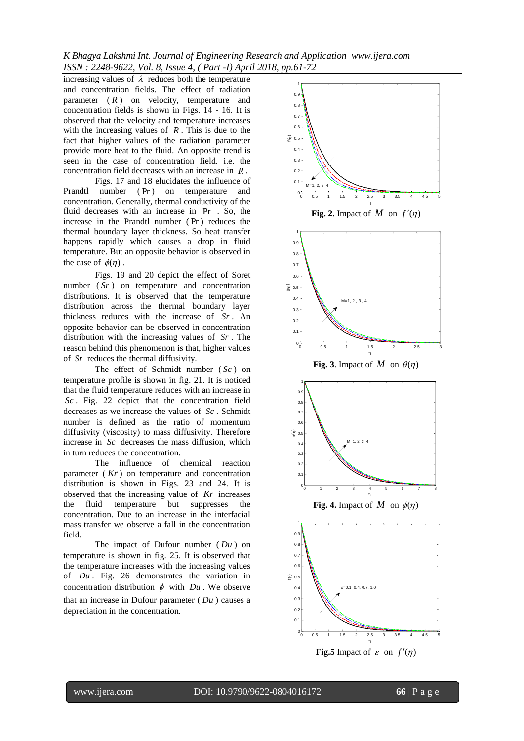increasing values of $\lambda$ reduces both the temperature and concentration fields. The effect of radiation parameter ($R$) on velocity, temperature and concentration fields is shown in Figs. 14 - 16. It is observed that the velocity and temperature increases with the increasing values of $R$. This is due to the fact that higher values of the radiation parameter provide more heat to the fluid. An opposite trend is seen in the case of concentration field. i.e. the concentration field decreases with an increase in $R$.

Figs. 17 and 18 elucidates the influence of Prandtl number ($\Pr$) on temperature and concentration. Generally, thermal conductivity of the fluid decreases with an increase in $\Pr$. So, the increase in the Prandtl number ($\Pr$) reduces the thermal boundary layer thickness. So heat transfer happens rapidly which causes a drop in fluid temperature. But an opposite behavior is observed in the case of $\phi(\eta)$.

Figs. 19 and 20 depict the effect of Soret number ($Sr$) on temperature and concentration distributions. It is observed that the temperature distribution across the thermal boundary layer thickness reduces with the increase of $Sr$. An opposite behavior can be observed in concentration distribution with the increasing values of $Sr$. The reason behind this phenomenon is that, higher values of $Sr$ reduces the thermal diffusivity.

The effect of Schmidt number ($Sc$) on temperature profile is shown in fig. 21. It is noticed that the fluid temperature reduces with an increase in $Sc$. Fig. 22 depict that the concentration field decreases as we increase the values of $Sc$. Schmidt number is defined as the ratio of momentum diffusivity (viscosity) to mass diffusivity. Therefore increase in $Sc$ decreases the mass diffusion, which in turn reduces the concentration.

The influence of chemical reaction parameter ($Kr$) on temperature and concentration distribution is shown in Figs. 23 and 24. It is observed that the increasing value of $Kr$ increases the fluid temperature but suppresses the concentration. Due to an increase in the interfacial mass transfer we observe a fall in the concentration field.

The impact of Dufour number ($Du$) on temperature is shown in fig. 25. It is observed that the temperature increases with the increasing values of $Du$. Fig. 26 demonstrates the variation in concentration distribution $\phi$ with $Du$. We observe that an increase in Dufour parameter ($Du$) causes a depreciation in the concentration.

**Fig. 2.** Impact of $M$ on $f'(\eta)$

**Fig. 3**. Impact of $M$ on $\theta(\eta)$

**Fig. 4.** Impact of $M$ on $\phi(\eta)$

**Fig.5** Impact of $\varepsilon$ on $f'(\eta)$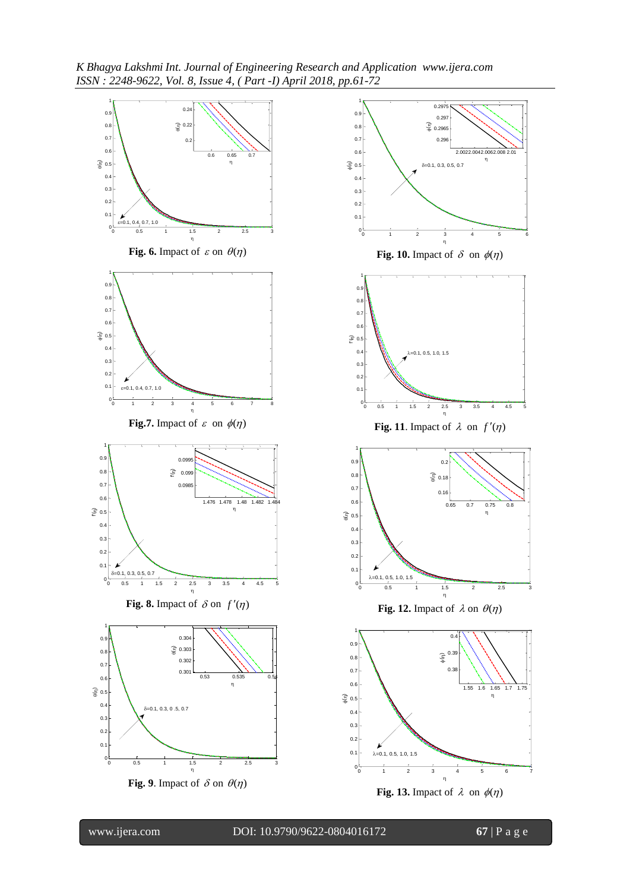**Fig. 6.** Impact of $\varepsilon$ on $\theta(\eta)$

**Fig.7.** Impact of $\varepsilon$ on $\phi(\eta)$

**Fig. 8.** Impact of $\delta$ on $f'(\eta)$

**Fig. 9**. Impact of $\delta$ on $\theta(\eta)$

**Fig. 10.** Impact of $\delta$ on $\phi(\eta)$

**Fig. 11**. Impact of $\lambda$ on $f'(\eta)$

**Fig. 12.** Impact of $\lambda$ on $\theta(\eta)$

**Fig. 13.** Impact of $\lambda$ on $\phi(\eta)$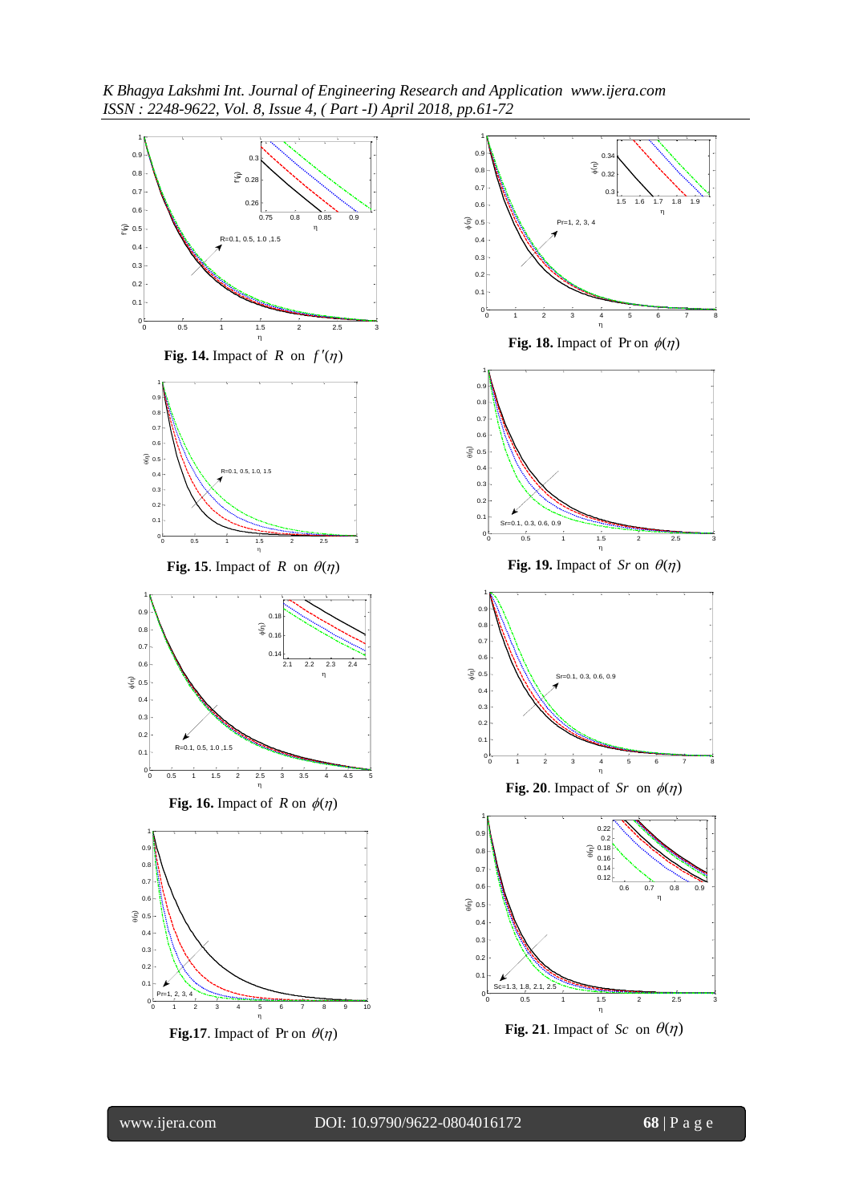**Fig. 14.** Impact of $R$ on $f'(\eta)$

**Fig. 15**. Impact of $R$ on $\theta(\eta)$

**Fig. 16.** Impact of $R$ on $\phi(\eta)$

**Fig.17**. Impact of Pr on $\theta(\eta)$

**Fig. 18.** Impact of Pr on $\phi(\eta)$

**Fig. 19.** Impact of $Sr$ on $\theta(\eta)$

**Fig. 20**. Impact of $Sr$ on $\phi(\eta)$

**Fig. 21**. Impact of $Sc$ on $\theta(\eta)$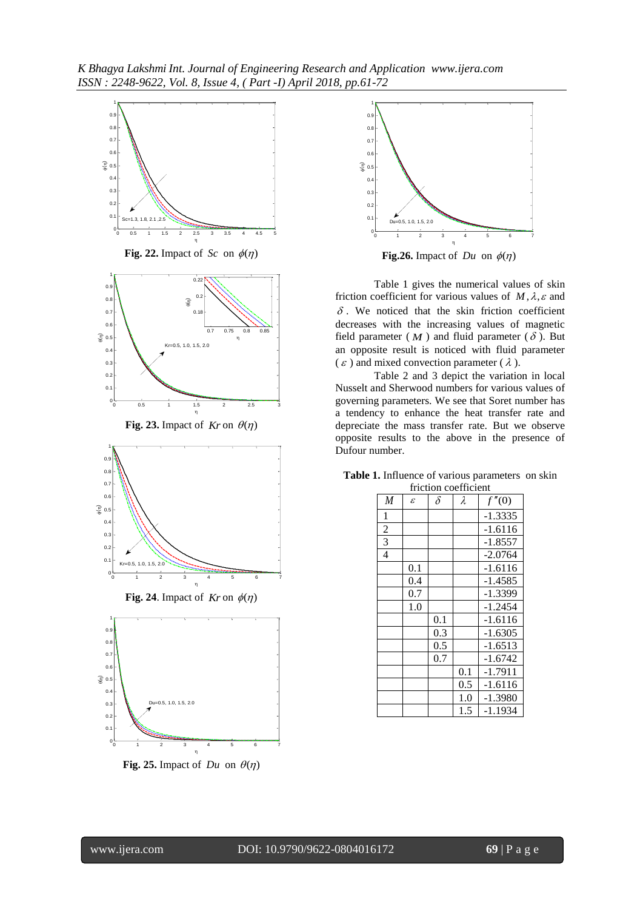**Fig. 22.** Impact of $Sc$ on $\phi(\eta)$

**Fig. 23.** Impact of $Kr$ on $\theta(\eta)$

**Fig. 24**. Impact of $Kr$ on $\phi(\eta)$

**Fig. 25.** Impact of $Du$ on $\theta(\eta)$

**Fig.26.** Impact of $Du$ on $\phi(\eta)$

Table 1 gives the numerical values of skin friction coefficient for various values of $M, \lambda, \varepsilon$ and $\delta$. We noticed that the skin friction coefficient decreases with the increasing values of magnetic field parameter ($M$) and fluid parameter ($\delta$). But an opposite result is noticed with fluid parameter ($\varepsilon$) and mixed convection parameter ($\lambda$).

Table 2 and 3 depict the variation in local Nusselt and Sherwood numbers for various values of governing parameters. We see that Soret number has a tendency to enhance the heat transfer rate and depreciate the mass transfer rate. But we observe opposite results to the above in the presence of Dufour number.

**Table 1.** Influence of various parameters on skin friction coefficient

| $M$ | $\varepsilon$ | $\delta$ | $\lambda$ | $f''(0)$ |
|---|---|---|---|---|
| 1 | | | | -1.3335 |
| 2 | | | | -1.6116 |
| 3 | | | | -1.8557 |
| 4 | | | | -2.0764 |
| | 0.1 | | | -1.6116 |
| | 0.4 | | | -1.4585 |
| | 0.7 | | | -1.3399 |
| | 1.0 | | | -1.2454 |
| | | 0.1 | | -1.6116 |
| | | 0.3 | | -1.6305 |
| | | 0.5 | | -1.6513 |
| | | 0.7 | | -1.6742 |
| | | | 0.1 | -1.7911 |
| | | | 0.5 | -1.6116 |
| | | | 1.0 | -1.3980 |
| | | | 1.5 | -1.1934 |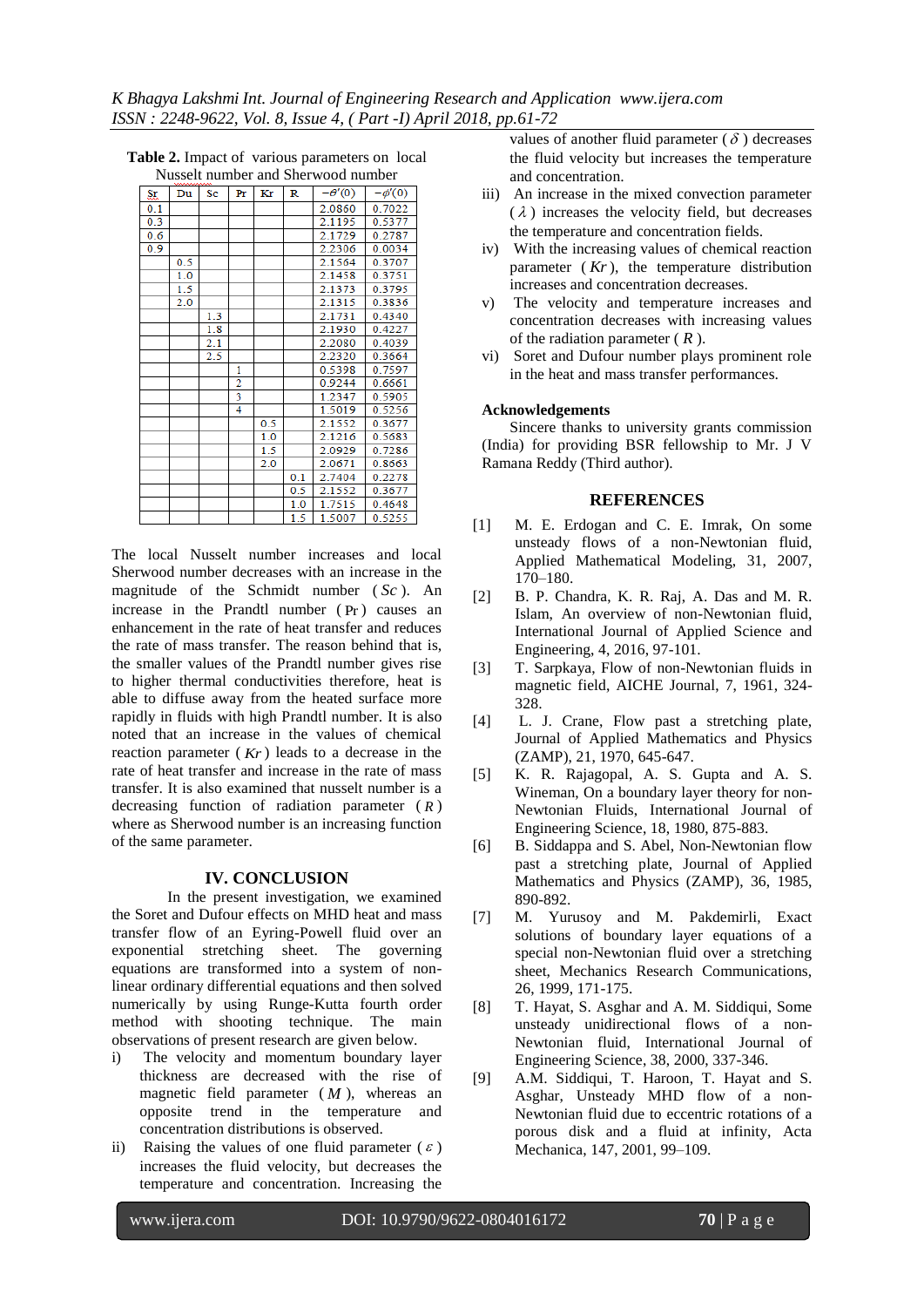**Table 2.** Impact of various parameters on local Nusselt number and Sherwood number

| Sr | Du | Sc | Pr | Kr | R | $-\theta'(0)$ | $-\phi'(0)$ |
|---|---|---|---|---|---|---|---|
| 0.1 | | | | | | 2.0860 | 0.7022 |
| 0.3 | | | | | | 2.1195 | 0.5377 |
| 0.6 | | | | | | 2.1729 | 0.2787 |
| 0.9 | | | | | | 2.2306 | 0.0034 |
| | 0.5 | | | | | 2.1564 | 0.3707 |
| | 1.0 | | | | | 2.1458 | 0.3751 |
| | 1.5 | | | | | 2.1373 | 0.3795 |
| | 2.0 | | | | | 2.1315 | 0.3836 |
| | | 1.3 | | | | 2.1731 | 0.4340 |
| | | 1.8 | | | | 2.1930 | 0.4227 |
| | | 2.1 | | | | 2.2080 | 0.4039 |
| | | 2.5 | | | | 2.2320 | 0.3664 |
| | | | 1 | | | 0.5398 | 0.7597 |
| | | | 2 | | | 0.9244 | 0.6661 |
| | | | 3 | | | 1.2347 | 0.5905 |
| | | | 4 | | | 1.5019 | 0.5256 |
| | | | | 0.5 | | 2.1552 | 0.3677 |
| | | | | 1.0 | | 2.1216 | 0.5683 |
| | | | | 1.5 | | 2.0929 | 0.7286 |
| | | | | 2.0 | | 2.0671 | 0.8663 |
| | | | | | 0.1 | 2.7404 | 0.2278 |
| | | | | | 0.5 | 2.1552 | 0.3677 |
| | | | | | 1.0 | 1.7515 | 0.4648 |
| | | | | | 1.5 | 1.5007 | 0.5255 |

The local Nusselt number increases and local Sherwood number decreases with an increase in the magnitude of the Schmidt number ($Sc$). An increase in the Prandtl number ($\Pr$) causes an enhancement in the rate of heat transfer and reduces the rate of mass transfer. The reason behind that is, the smaller values of the Prandtl number gives rise to higher thermal conductivities therefore, heat is able to diffuse away from the heated surface more rapidly in fluids with high Prandtl number. It is also noted that an increase in the values of chemical reaction parameter ($Kr$) leads to a decrease in the rate of heat transfer and increase in the rate of mass transfer. It is also examined that nusselt number is a decreasing function of radiation parameter ($R$) where as Sherwood number is an increasing function of the same parameter.

## IV. CONCLUSION

In the present investigation, we examined the Soret and Dufour effects on MHD heat and mass transfer flow of an Eyring-Powell fluid over an exponential stretching sheet. The governing equations are transformed into a system of non-linear ordinary differential equations and then solved numerically by using Runge-Kutta fourth order method with shooting technique. The main observations of present research are given below.

i) The velocity and momentum boundary layer thickness are decreased with the rise of magnetic field parameter ($M$), whereas an opposite trend in the temperature and concentration distributions is observed.

ii) Raising the values of one fluid parameter ($\varepsilon$) increases the fluid velocity, but decreases the temperature and concentration. Increasing the values of another fluid parameter ($\delta$) decreases the fluid velocity but increases the temperature and concentration.

iii) An increase in the mixed convection parameter ($\lambda$) increases the velocity field, but decreases the temperature and concentration fields.

iv) With the increasing values of chemical reaction parameter ($Kr$), the temperature distribution increases and concentration decreases.

v) The velocity and temperature increases and concentration decreases with increasing values of the radiation parameter ($R$).

vi) Soret and Dufour number plays prominent role in the heat and mass transfer performances.

**Acknowledgements**

Sincere thanks to university grants commission (India) for providing BSR fellowship to Mr. J V Ramana Reddy (Third author).

## REFERENCES

[1] M. E. Erdogan and C. E. Imrak, On some unsteady flows of a non-Newtonian fluid, Applied Mathematical Modeling, 31, 2007, 170–180.

[2] B. P. Chandra, K. R. Raj, A. Das and M. R. Islam, An overview of non-Newtonian fluid, International Journal of Applied Science and Engineering, 4, 2016, 97-101.

[3] T. Sarpkaya, Flow of non-Newtonian fluids in magnetic field, AICHE Journal, 7, 1961, 324-328.

[4] L. J. Crane, Flow past a stretching plate, Journal of Applied Mathematics and Physics (ZAMP), 21, 1970, 645-647.

[5] K. R. Rajagopal, A. S. Gupta and A. S. Wineman, On a boundary layer theory for non-Newtonian Fluids, International Journal of Engineering Science, 18, 1980, 875-883.

[6] B. Siddappa and S. Abel, Non-Newtonian flow past a stretching plate, Journal of Applied Mathematics and Physics (ZAMP), 36, 1985, 890-892.

[7] M. Yurusoy and M. Pakdemirli, Exact solutions of boundary layer equations of a special non-Newtonian fluid over a stretching sheet, Mechanics Research Communications, 26, 1999, 171-175.

[8] T. Hayat, S. Asghar and A. M. Siddiqui, Some unsteady unidirectional flows of a non-Newtonian fluid, International Journal of Engineering Science, 38, 2000, 337-346.

[9] A.M. Siddiqui, T. Haroon, T. Hayat and S. Asghar, Unsteady MHD flow of a non-Newtonian fluid due to eccentric rotations of a porous disk and a fluid at infinity, Acta Mechanica, 147, 2001, 99–109.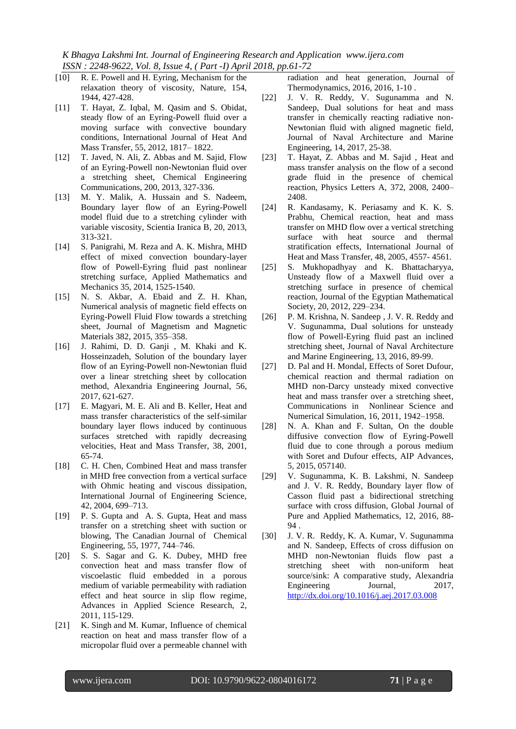[10] R. E. Powell and H. Eyring, Mechanism for the relaxation theory of viscosity, Nature, 154, 1944, 427-428.

[11] T. Hayat, Z. Iqbal, M. Qasim and S. Obidat, steady flow of an Eyring-Powell fluid over a moving surface with convective boundary conditions, International Journal of Heat And Mass Transfer, 55, 2012, 1817– 1822.

[12] T. Javed, N. Ali, Z. Abbas and M. Sajid, Flow of an Eyring-Powell non-Newtonian fluid over a stretching sheet, Chemical Engineering Communications, 200, 2013, 327-336.

[13] M. Y. Malik, A. Hussain and S. Nadeem, Boundary layer flow of an Eyring-Powell model fluid due to a stretching cylinder with variable viscosity, Scientia Iranica B, 20, 2013, 313-321.

[14] S. Panigrahi, M. Reza and A. K. Mishra, MHD effect of mixed convection boundary-layer flow of Powell-Eyring fluid past nonlinear stretching surface, Applied Mathematics and Mechanics 35, 2014, 1525-1540.

[15] N. S. Akbar, A. Ebaid and Z. H. Khan, Numerical analysis of magnetic field effects on Eyring-Powell Fluid Flow towards a stretching sheet, Journal of Magnetism and Magnetic Materials 382, 2015, 355–358.

[16] J. Rahimi, D. D. Ganji , M. Khaki and K. Hosseinzadeh, Solution of the boundary layer flow of an Eyring-Powell non-Newtonian fluid over a linear stretching sheet by collocation method, Alexandria Engineering Journal, 56, 2017, 621-627.

[17] E. Magyari, M. E. Ali and B. Keller, Heat and mass transfer characteristics of the self-similar boundary layer flows induced by continuous surfaces stretched with rapidly decreasing velocities, Heat and Mass Transfer, 38, 2001, 65-74.

[18] C. H. Chen, Combined Heat and mass transfer in MHD free convection from a vertical surface with Ohmic heating and viscous dissipation, International Journal of Engineering Science, 42, 2004, 699–713.

[19] P. S. Gupta and A. S. Gupta, Heat and mass transfer on a stretching sheet with suction or blowing, The Canadian Journal of Chemical Engineering, 55, 1977, 744–746.

[20] S. S. Sagar and G. K. Dubey, MHD free convection heat and mass transfer flow of viscoelastic fluid embedded in a porous medium of variable permeability with radiation effect and heat source in slip flow regime, Advances in Applied Science Research, 2, 2011, 115-129.

[21] K. Singh and M. Kumar, Influence of chemical reaction on heat and mass transfer flow of a micropolar fluid over a permeable channel with radiation and heat generation, Journal of Thermodynamics, 2016, 2016, 1-10 .

[22] J. V. R. Reddy, V. Sugunamma and N. Sandeep, Dual solutions for heat and mass transfer in chemically reacting radiative non-Newtonian fluid with aligned magnetic field, Journal of Naval Architecture and Marine Engineering, 14, 2017, 25-38.

[23] T. Hayat, Z. Abbas and M. Sajid , Heat and mass transfer analysis on the flow of a second grade fluid in the presence of chemical reaction, Physics Letters A, 372, 2008, 2400–2408.

[24] R. Kandasamy, K. Periasamy and K. K. S. Prabhu, Chemical reaction, heat and mass transfer on MHD flow over a vertical stretching surface with heat source and thermal stratification effects, International Journal of Heat and Mass Transfer, 48, 2005, 4557- 4561.

[25] S. Mukhopadhyay and K. Bhattacharyya, Unsteady flow of a Maxwell fluid over a stretching surface in presence of chemical reaction, Journal of the Egyptian Mathematical Society, 20, 2012, 229–234.

[26] P. M. Krishna, N. Sandeep , J. V. R. Reddy and V. Sugunamma, Dual solutions for unsteady flow of Powell-Eyring fluid past an inclined stretching sheet, Journal of Naval Architecture and Marine Engineering, 13, 2016, 89-99.

[27] D. Pal and H. Mondal, Effects of Soret Dufour, chemical reaction and thermal radiation on MHD non-Darcy unsteady mixed convective heat and mass transfer over a stretching sheet, Communications in Nonlinear Science and Numerical Simulation, 16, 2011, 1942–1958.

[28] N. A. Khan and F. Sultan, On the double diffusive convection flow of Eyring-Powell fluid due to cone through a porous medium with Soret and Dufour effects, AIP Advances, 5, 2015, 057140.

[29] V. Sugunamma, K. B. Lakshmi, N. Sandeep and J. V. R. Reddy, Boundary layer flow of Casson fluid past a bidirectional stretching surface with cross diffusion, Global Journal of Pure and Applied Mathematics, 12, 2016, 88-94 .

[30] J. V. R. Reddy, K. A. Kumar, V. Sugunamma and N. Sandeep, Effects of cross diffusion on MHD non-Newtonian fluids flow past a stretching sheet with non-uniform heat source/sink: A comparative study, Alexandria Engineering Journal, 2017, http://dx.doi.org/10.1016/j.aej.2017.03.008